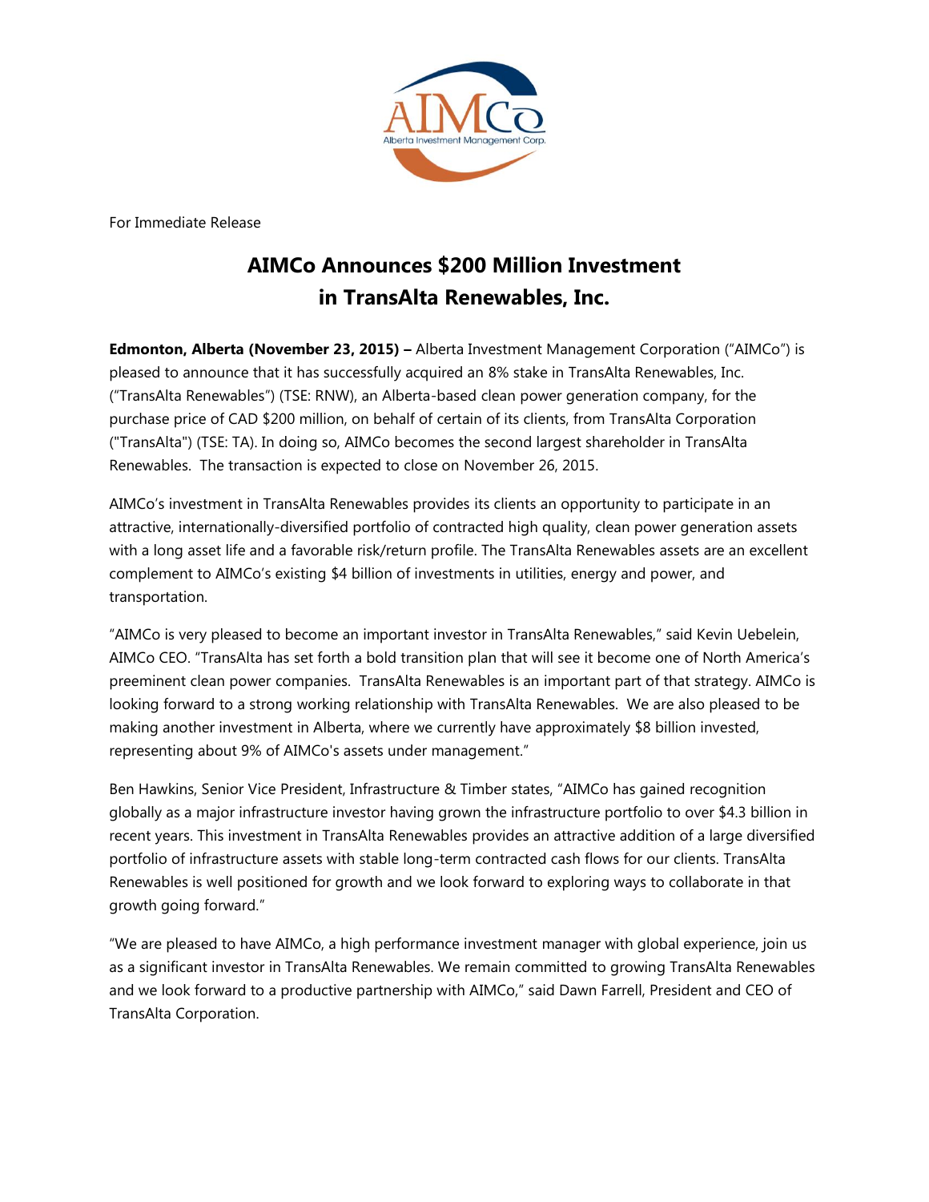For Immediate Release

# AIMCo Announces $200 Million Investment in TransAlta Renewables, Inc.

**Edmonton, Alberta (November 23, 2015) –** Alberta Investment Management Corporation ("AIMCo") is pleased to announce that it has successfully acquired an 8% stake in TransAlta Renewables, Inc. ("TransAlta Renewables") (TSE: RNW), an Alberta-based clean power generation company, for the purchase price of CAD $200 million, on behalf of certain of its clients, from TransAlta Corporation ("TransAlta") (TSE: TA). In doing so, AIMCo becomes the second largest shareholder in TransAlta Renewables. The transaction is expected to close on November 26, 2015.

AIMCo's investment in TransAlta Renewables provides its clients an opportunity to participate in an attractive, internationally-diversified portfolio of contracted high quality, clean power generation assets with a long asset life and a favorable risk/return profile. The TransAlta Renewables assets are an excellent complement to AIMCo's existing $4 billion of investments in utilities, energy and power, and transportation.

"AIMCo is very pleased to become an important investor in TransAlta Renewables," said Kevin Uebelein, AIMCo CEO. "TransAlta has set forth a bold transition plan that will see it become one of North America's preeminent clean power companies. TransAlta Renewables is an important part of that strategy. AIMCo is looking forward to a strong working relationship with TransAlta Renewables. We are also pleased to be making another investment in Alberta, where we currently have approximately $8 billion invested, representing about 9% of AIMCo's assets under management."

Ben Hawkins, Senior Vice President, Infrastructure & Timber states, "AIMCo has gained recognition globally as a major infrastructure investor having grown the infrastructure portfolio to over $4.3 billion in recent years. This investment in TransAlta Renewables provides an attractive addition of a large diversified portfolio of infrastructure assets with stable long-term contracted cash flows for our clients. TransAlta Renewables is well positioned for growth and we look forward to exploring ways to collaborate in that growth going forward."

"We are pleased to have AIMCo, a high performance investment manager with global experience, join us as a significant investor in TransAlta Renewables. We remain committed to growing TransAlta Renewables and we look forward to a productive partnership with AIMCo," said Dawn Farrell, President and CEO of TransAlta Corporation.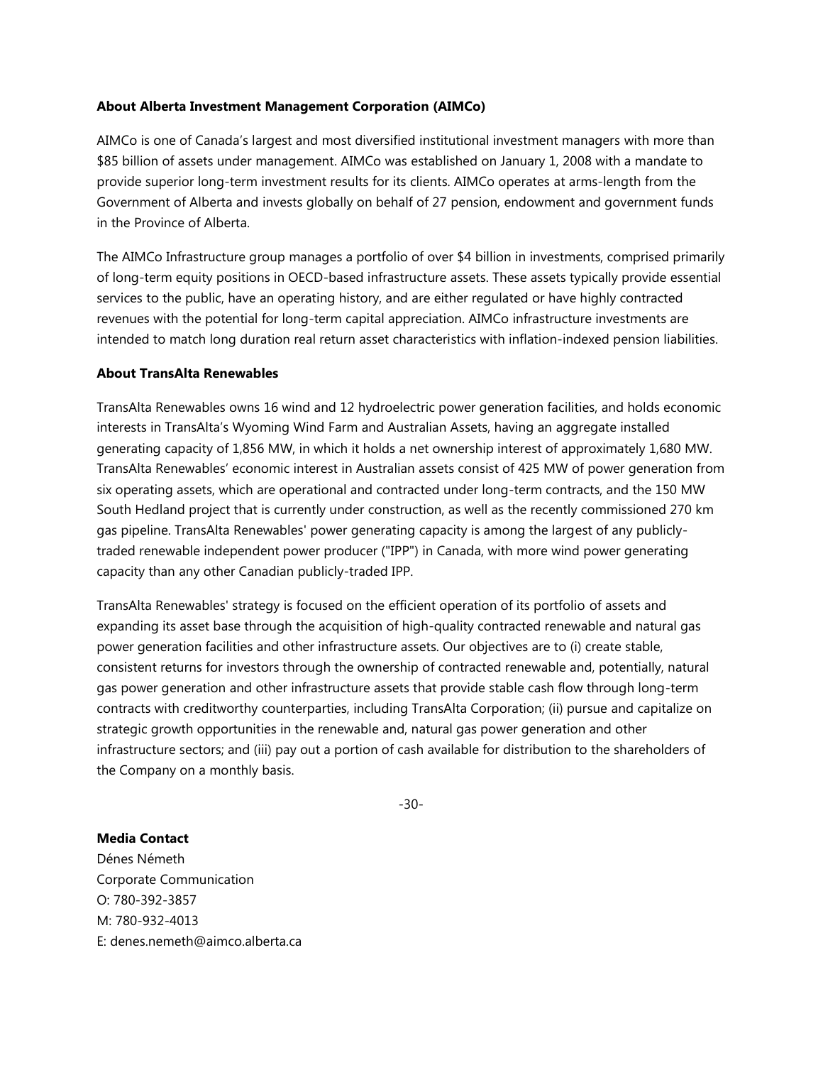**About Alberta Investment Management Corporation (AIMCo)**

AIMCo is one of Canada's largest and most diversified institutional investment managers with more than $85 billion of assets under management. AIMCo was established on January 1, 2008 with a mandate to provide superior long-term investment results for its clients. AIMCo operates at arms-length from the Government of Alberta and invests globally on behalf of 27 pension, endowment and government funds in the Province of Alberta.

The AIMCo Infrastructure group manages a portfolio of over $4 billion in investments, comprised primarily of long-term equity positions in OECD-based infrastructure assets. These assets typically provide essential services to the public, have an operating history, and are either regulated or have highly contracted revenues with the potential for long-term capital appreciation. AIMCo infrastructure investments are intended to match long duration real return asset characteristics with inflation-indexed pension liabilities.

**About TransAlta Renewables**

TransAlta Renewables owns 16 wind and 12 hydroelectric power generation facilities, and holds economic interests in TransAlta's Wyoming Wind Farm and Australian Assets, having an aggregate installed generating capacity of 1,856 MW, in which it holds a net ownership interest of approximately 1,680 MW. TransAlta Renewables' economic interest in Australian assets consist of 425 MW of power generation from six operating assets, which are operational and contracted under long-term contracts, and the 150 MW South Hedland project that is currently under construction, as well as the recently commissioned 270 km gas pipeline. TransAlta Renewables' power generating capacity is among the largest of any publicly-traded renewable independent power producer ("IPP") in Canada, with more wind power generating capacity than any other Canadian publicly-traded IPP.

TransAlta Renewables' strategy is focused on the efficient operation of its portfolio of assets and expanding its asset base through the acquisition of high-quality contracted renewable and natural gas power generation facilities and other infrastructure assets. Our objectives are to (i) create stable, consistent returns for investors through the ownership of contracted renewable and, potentially, natural gas power generation and other infrastructure assets that provide stable cash flow through long-term contracts with creditworthy counterparties, including TransAlta Corporation; (ii) pursue and capitalize on strategic growth opportunities in the renewable and, natural gas power generation and other infrastructure sectors; and (iii) pay out a portion of cash available for distribution to the shareholders of the Company on a monthly basis.

-30-

**Media Contact**
Dénes Németh
Corporate Communication
O: 780-392-3857
M: 780-932-4013
E: denes.nemeth@aimco.alberta.ca